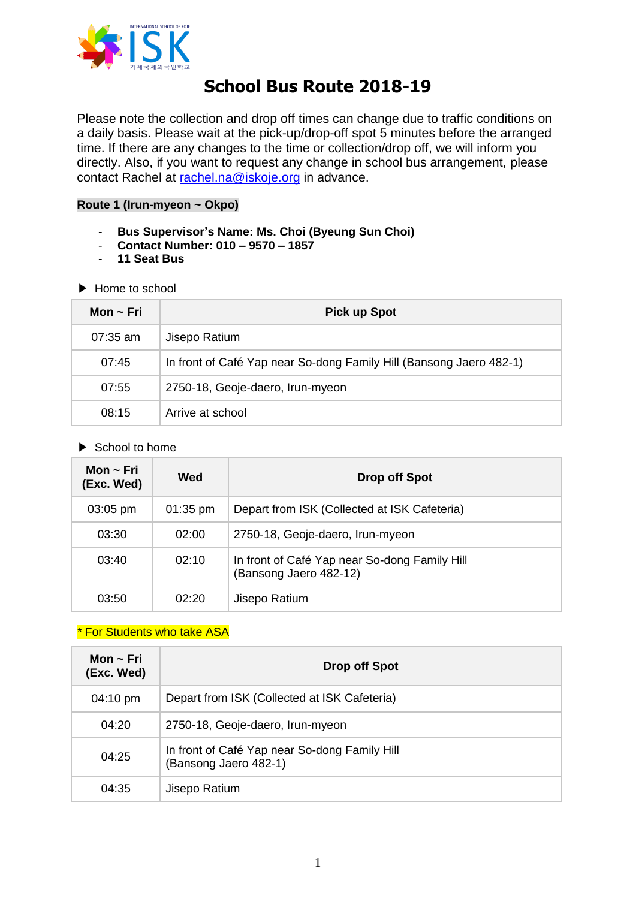# School Bus Route 2018-19

Please note the collection and drop off times can change due to traffic conditions on a daily basis. Please wait at the pick-up/drop-off spot 5 minutes before the arranged time. If there are any changes to the time or collection/drop off, we will inform you directly. Also, if you want to request any change in school bus arrangement, please contact Rachel at rachel.na@iskoje.org in advance.

**Route 1 (Irun-myeon ~ Okpo)**

- **Bus Supervisor's Name: Ms. Choi (Byeung Sun Choi)**
- **Contact Number: 010 – 9570 – 1857**
- **11 Seat Bus**

▶ Home to school

| Mon ~ Fri | Pick up Spot |
|---|---|
| 07:35 am | Jisepo Ratium |
| 07:45 | In front of Café Yap near So-dong Family Hill (Bansong Jaero 482-1) |
| 07:55 | 2750-18, Geoje-daero, Irun-myeon |
| 08:15 | Arrive at school |

▶ School to home

| Mon ~ Fri (Exc. Wed) | Wed | Drop off Spot |
|---|---|---|
| 03:05 pm | 01:35 pm | Depart from ISK (Collected at ISK Cafeteria) |
| 03:30 | 02:00 | 2750-18, Geoje-daero, Irun-myeon |
| 03:40 | 02:10 | In front of Café Yap near So-dong Family Hill (Bansong Jaero 482-12) |
| 03:50 | 02:20 | Jisepo Ratium |

* For Students who take ASA

| Mon ~ Fri (Exc. Wed) | Drop off Spot |
|---|---|
| 04:10 pm | Depart from ISK (Collected at ISK Cafeteria) |
| 04:20 | 2750-18, Geoje-daero, Irun-myeon |
| 04:25 | In front of Café Yap near So-dong Family Hill (Bansong Jaero 482-1) |
| 04:35 | Jisepo Ratium |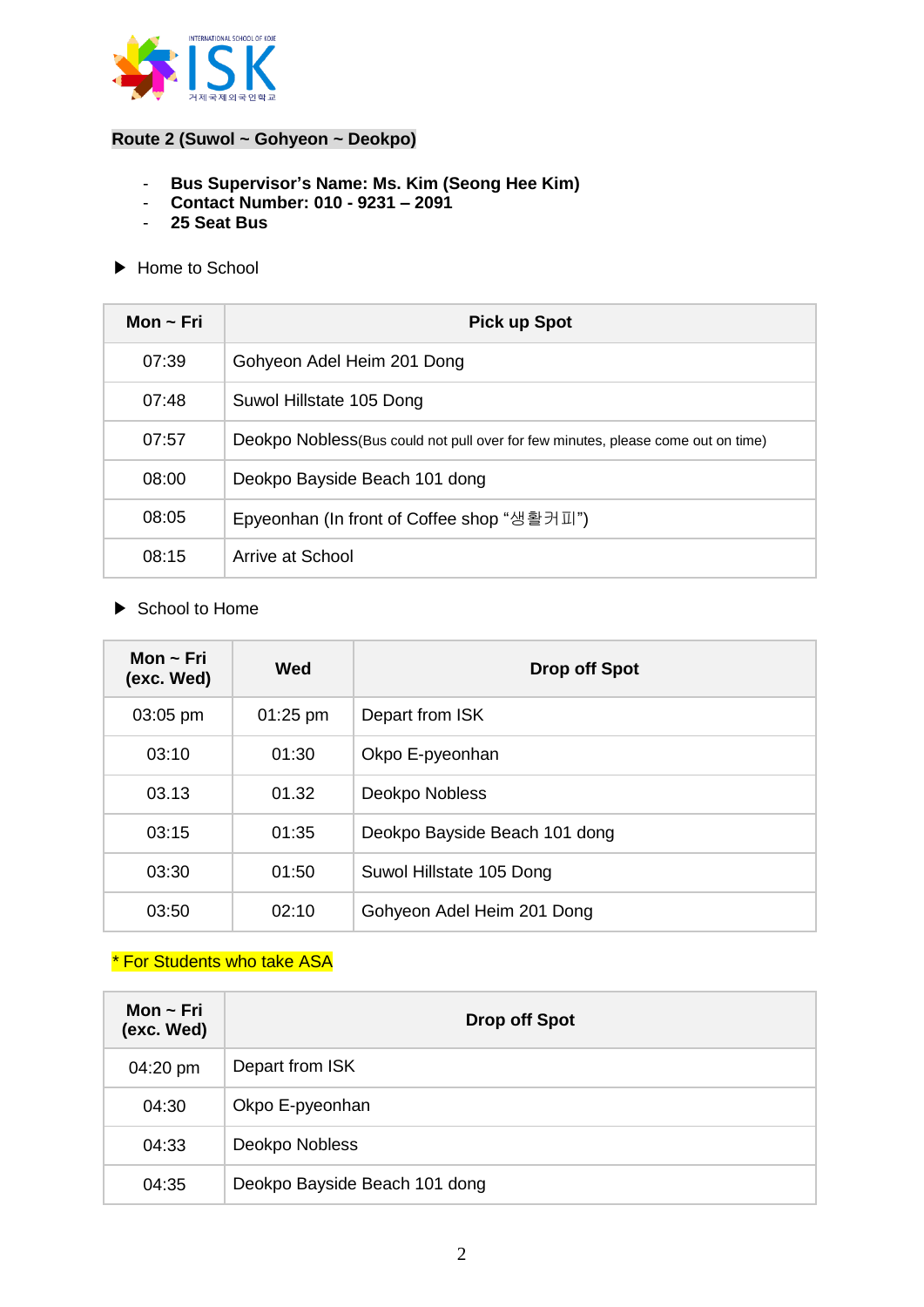**Route 2 (Suwol ~ Gohyeon ~ Deokpo)**

- **Bus Supervisor's Name: Ms. Kim (Seong Hee Kim)**
- **Contact Number: 010 - 9231 – 2091**
- **25 Seat Bus**

▶ Home to School

| Mon ~ Fri | Pick up Spot |
|---|---|
| 07:39 | Gohyeon Adel Heim 201 Dong |
| 07:48 | Suwol Hillstate 105 Dong |
| 07:57 | Deokpo Nobless(Bus could not pull over for few minutes, please come out on time) |
| 08:00 | Deokpo Bayside Beach 101 dong |
| 08:05 | Epyeonhan (In front of Coffee shop "생활커피") |
| 08:15 | Arrive at School |

▶ School to Home

| Mon ~ Fri (exc. Wed) | Wed | Drop off Spot |
|---|---|---|
| 03:05 pm | 01:25 pm | Depart from ISK |
| 03:10 | 01:30 | Okpo E-pyeonhan |
| 03.13 | 01.32 | Deokpo Nobless |
| 03:15 | 01:35 | Deokpo Bayside Beach 101 dong |
| 03:30 | 01:50 | Suwol Hillstate 105 Dong |
| 03:50 | 02:10 | Gohyeon Adel Heim 201 Dong |

* For Students who take ASA

| Mon ~ Fri (exc. Wed) | Drop off Spot |
|---|---|
| 04:20 pm | Depart from ISK |
| 04:30 | Okpo E-pyeonhan |
| 04:33 | Deokpo Nobless |
| 04:35 | Deokpo Bayside Beach 101 dong |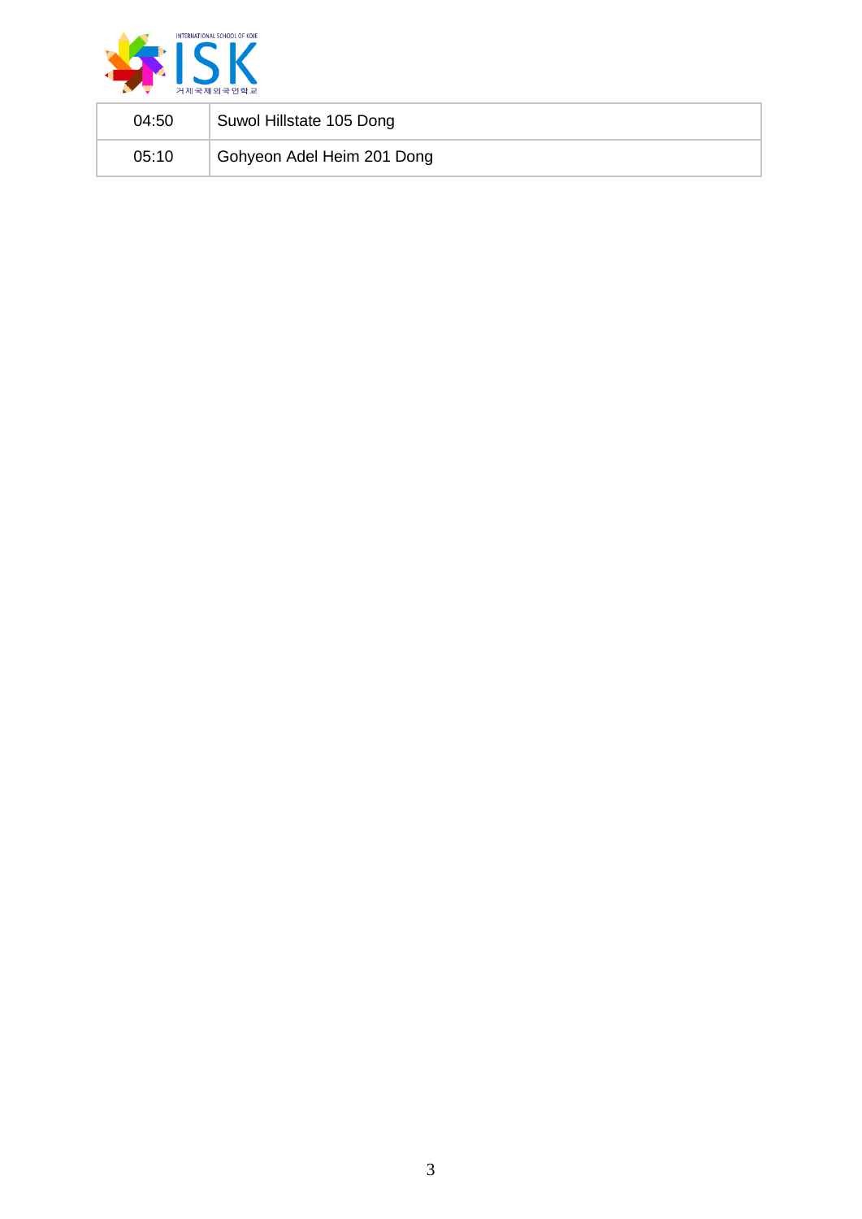| | |
|---|---|
| 04:50 | Suwol Hillstate 105 Dong |
| 05:10 | Gohyeon Adel Heim 201 Dong |